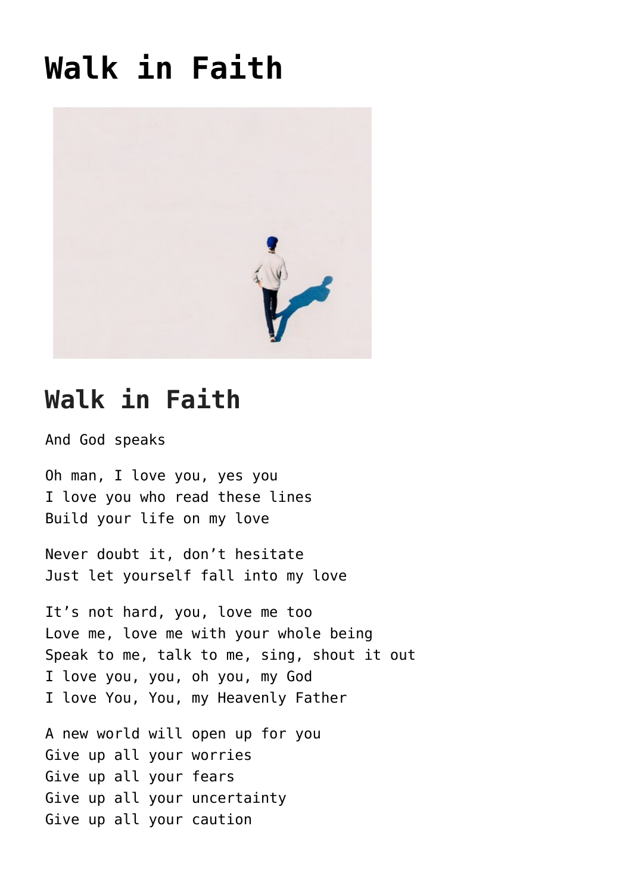# Walk in Faith

## Walk in Faith

And God speaks

Oh man, I love you, yes you
I love you who read these lines
Build your life on my love

Never doubt it, don't hesitate
Just let yourself fall into my love

It's not hard, you, love me too
Love me, love me with your whole being
Speak to me, talk to me, sing, shout it out
I love you, you, oh you, my God
I love You, You, my Heavenly Father

A new world will open up for you
Give up all your worries
Give up all your fears
Give up all your uncertainty
Give up all your caution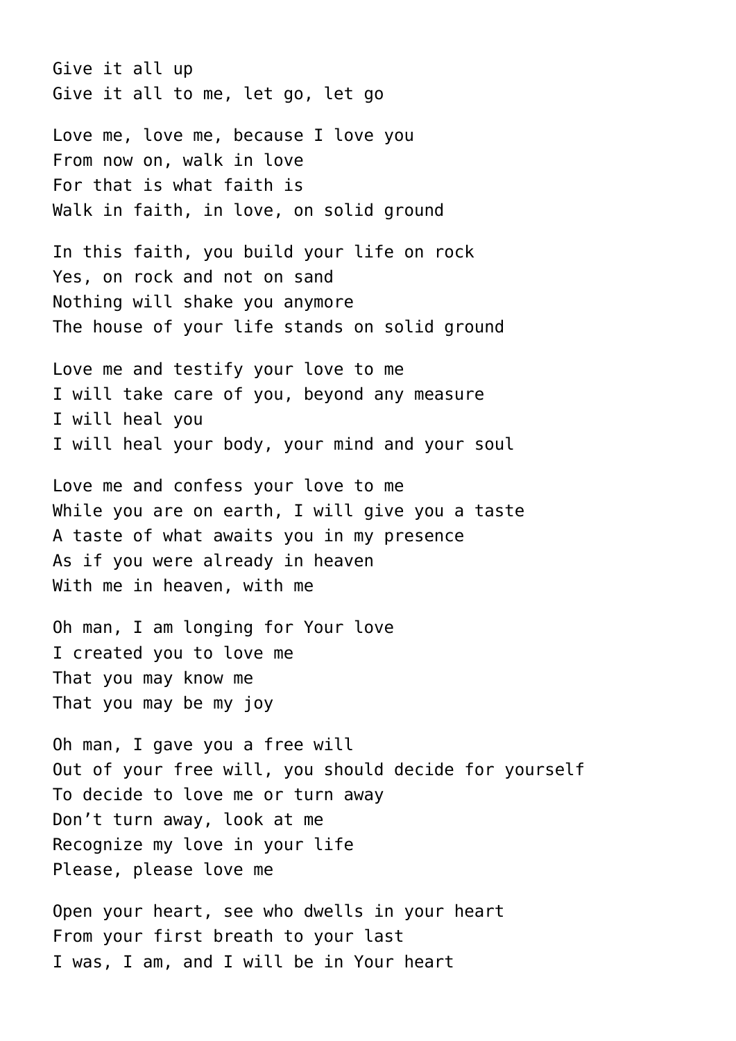Give it all up
Give it all to me, let go, let go

Love me, love me, because I love you
From now on, walk in love
For that is what faith is
Walk in faith, in love, on solid ground

In this faith, you build your life on rock
Yes, on rock and not on sand
Nothing will shake you anymore
The house of your life stands on solid ground

Love me and testify your love to me
I will take care of you, beyond any measure
I will heal you
I will heal your body, your mind and your soul

Love me and confess your love to me
While you are on earth, I will give you a taste
A taste of what awaits you in my presence
As if you were already in heaven
With me in heaven, with me

Oh man, I am longing for Your love
I created you to love me
That you may know me
That you may be my joy

Oh man, I gave you a free will
Out of your free will, you should decide for yourself
To decide to love me or turn away
Don't turn away, look at me
Recognize my love in your life
Please, please love me

Open your heart, see who dwells in your heart
From your first breath to your last
I was, I am, and I will be in Your heart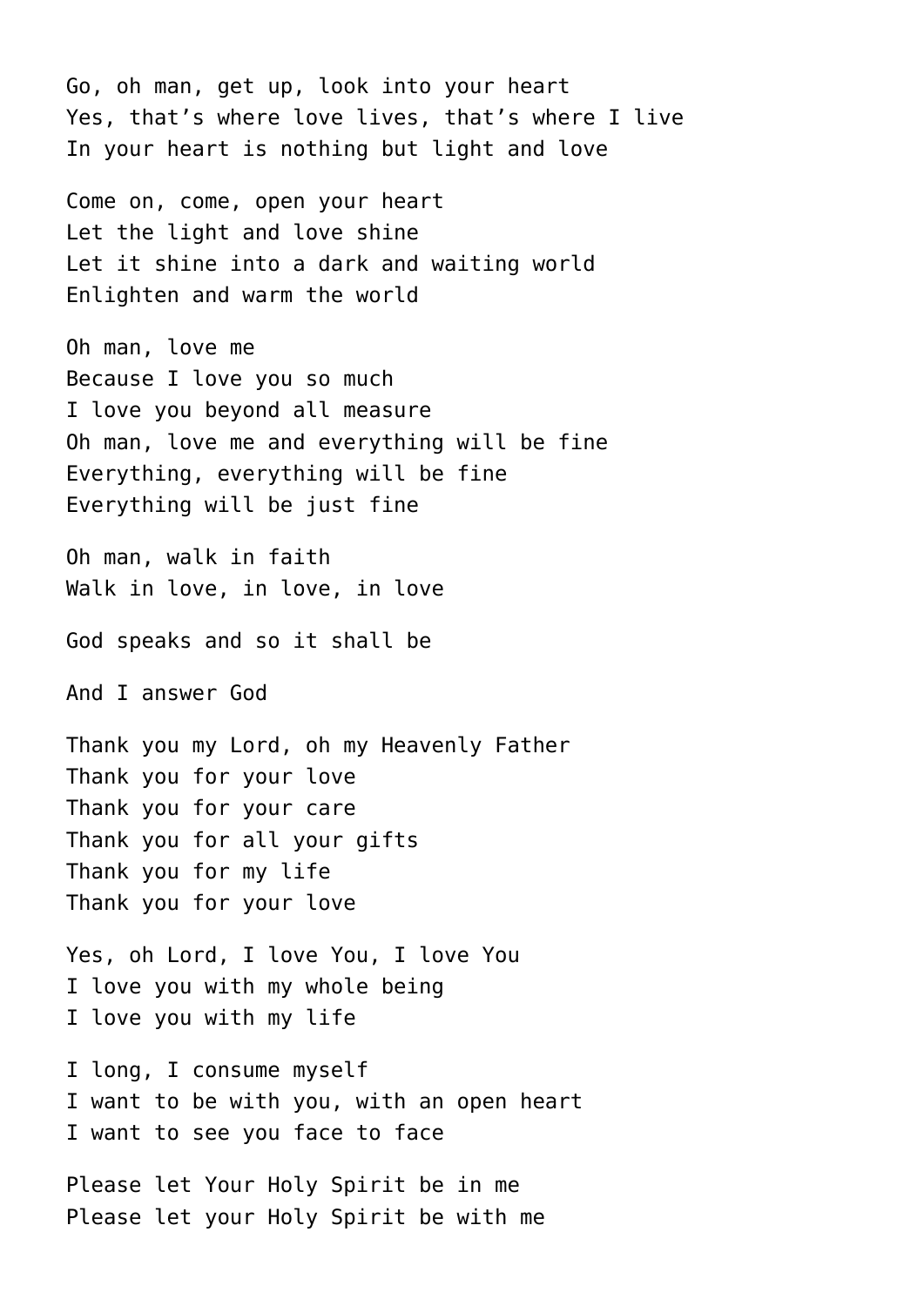Go, oh man, get up, look into your heart
Yes, that’s where love lives, that’s where I live
In your heart is nothing but light and love

Come on, come, open your heart
Let the light and love shine
Let it shine into a dark and waiting world
Enlighten and warm the world

Oh man, love me
Because I love you so much
I love you beyond all measure
Oh man, love me and everything will be fine
Everything, everything will be fine
Everything will be just fine

Oh man, walk in faith
Walk in love, in love, in love

God speaks and so it shall be

And I answer God

Thank you my Lord, oh my Heavenly Father
Thank you for your love
Thank you for your care
Thank you for all your gifts
Thank you for my life
Thank you for your love

Yes, oh Lord, I love You, I love You
I love you with my whole being
I love you with my life

I long, I consume myself
I want to be with you, with an open heart
I want to see you face to face

Please let Your Holy Spirit be in me
Please let your Holy Spirit be with me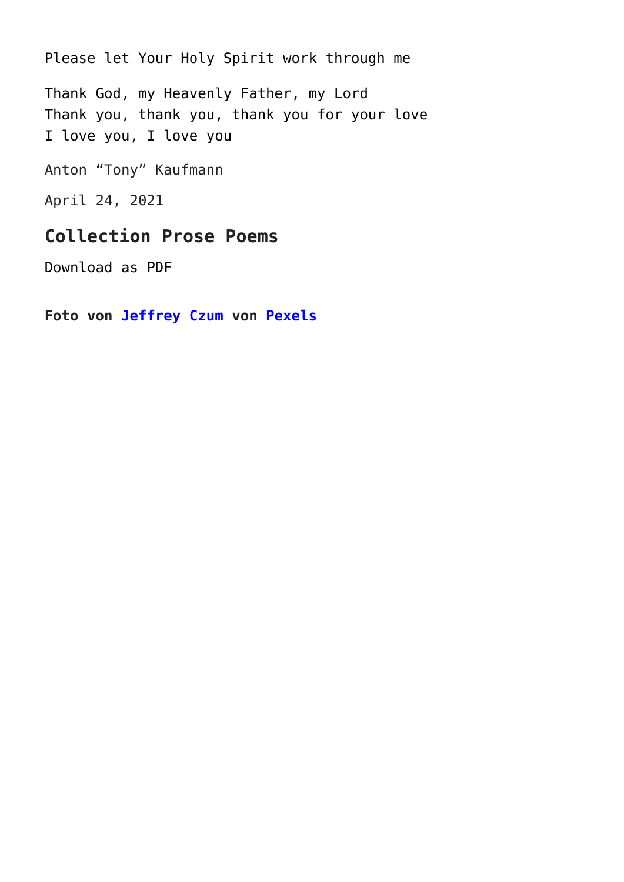Please let Your Holy Spirit work through me

Thank God, my Heavenly Father, my Lord
Thank you, thank you, thank you for your love
I love you, I love you

Anton “Tony” Kaufmann

April 24, 2021

## Collection Prose Poems

Download as PDF

**Foto von Jeffrey Czum von Pexels**